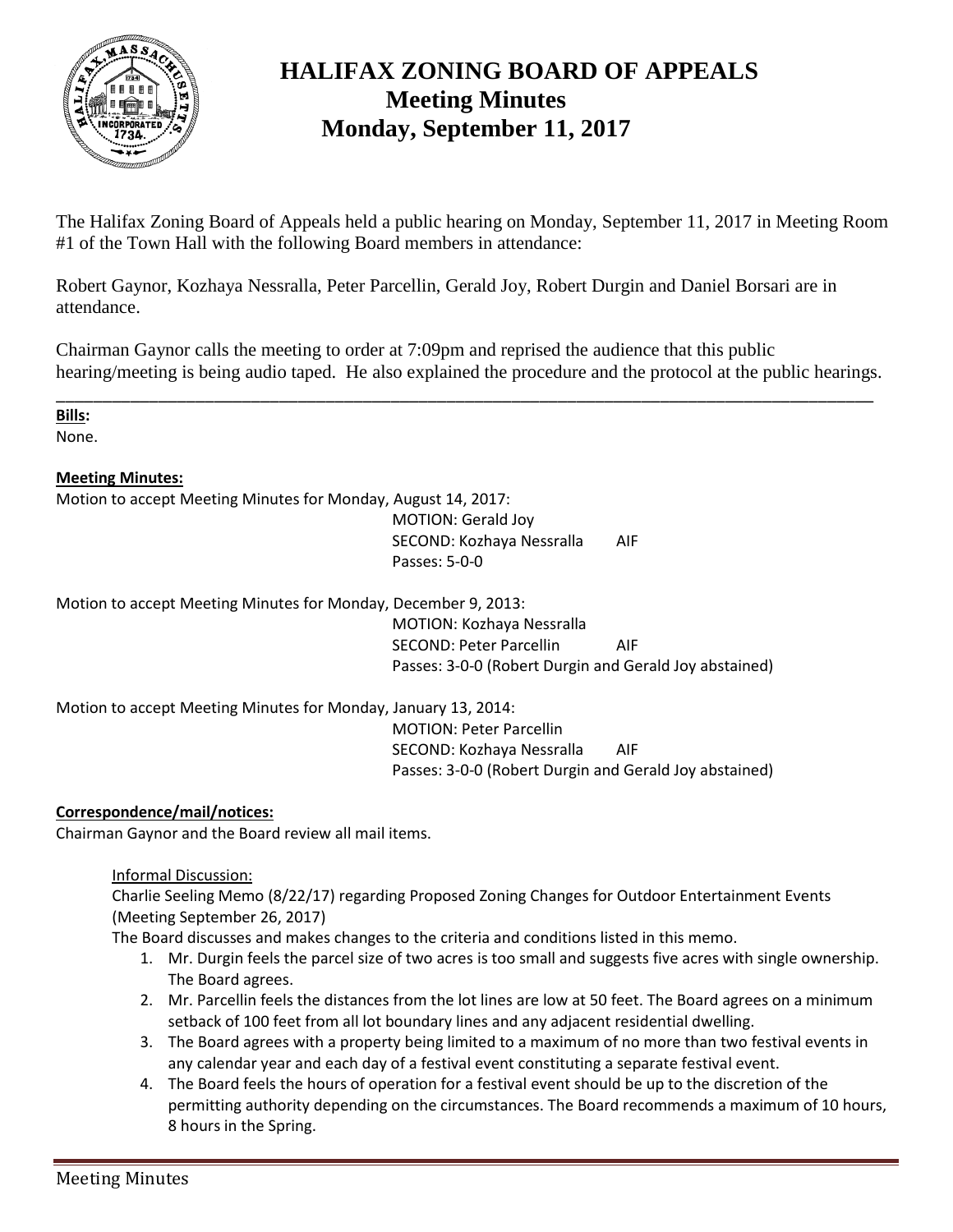# HALIFAX ZONING BOARD OF APPEALS
## Meeting Minutes
## Monday, September 11, 2017

The Halifax Zoning Board of Appeals held a public hearing on Monday, September 11, 2017 in Meeting Room #1 of the Town Hall with the following Board members in attendance:

Robert Gaynor, Kozhaya Nessralla, Peter Parcellin, Gerald Joy, Robert Durgin and Daniel Borsari are in attendance.

Chairman Gaynor calls the meeting to order at 7:09pm and reprised the audience that this public hearing/meeting is being audio taped. He also explained the procedure and the protocol at the public hearings.

---

**Bills:**
None.

**Meeting Minutes:**

Motion to accept Meeting Minutes for Monday, August 14, 2017:
MOTION: Gerald Joy
SECOND: Kozhaya Nessralla AIF
Passes: 5-0-0

Motion to accept Meeting Minutes for Monday, December 9, 2013:
MOTION: Kozhaya Nessralla
SECOND: Peter Parcellin AIF
Passes: 3-0-0 (Robert Durgin and Gerald Joy abstained)

Motion to accept Meeting Minutes for Monday, January 13, 2014:
MOTION: Peter Parcellin
SECOND: Kozhaya Nessralla AIF
Passes: 3-0-0 (Robert Durgin and Gerald Joy abstained)

**Correspondence/mail/notices:**
Chairman Gaynor and the Board review all mail items.

Informal Discussion:
Charlie Seeling Memo (8/22/17) regarding Proposed Zoning Changes for Outdoor Entertainment Events (Meeting September 26, 2017)
The Board discusses and makes changes to the criteria and conditions listed in this memo.

1. Mr. Durgin feels the parcel size of two acres is too small and suggests five acres with single ownership. The Board agrees.
2. Mr. Parcellin feels the distances from the lot lines are low at 50 feet. The Board agrees on a minimum setback of 100 feet from all lot boundary lines and any adjacent residential dwelling.
3. The Board agrees with a property being limited to a maximum of no more than two festival events in any calendar year and each day of a festival event constituting a separate festival event.
4. The Board feels the hours of operation for a festival event should be up to the discretion of the permitting authority depending on the circumstances. The Board recommends a maximum of 10 hours, 8 hours in the Spring.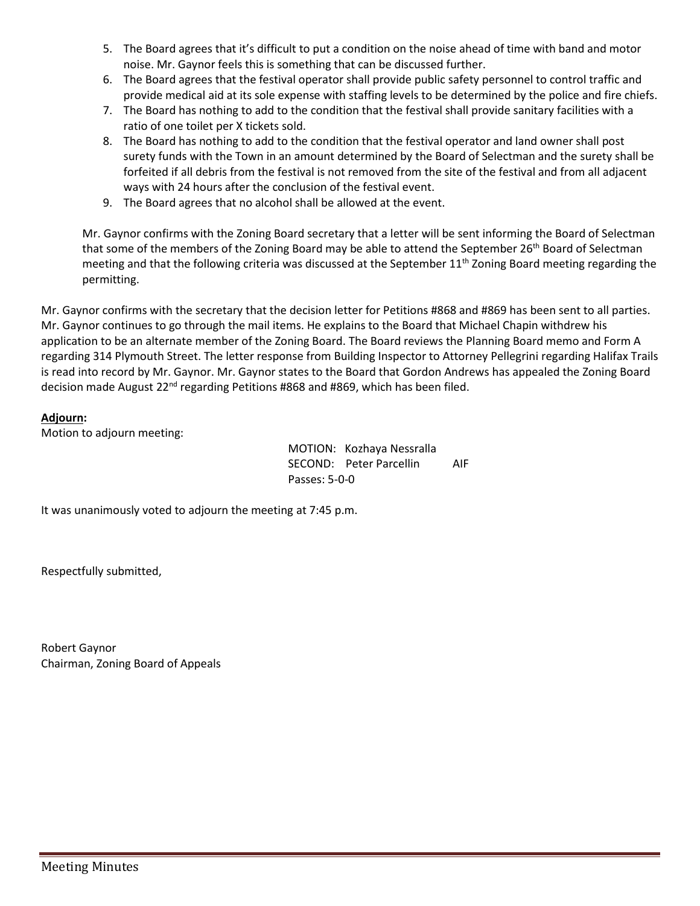5. The Board agrees that it's difficult to put a condition on the noise ahead of time with band and motor noise. Mr. Gaynor feels this is something that can be discussed further.
6. The Board agrees that the festival operator shall provide public safety personnel to control traffic and provide medical aid at its sole expense with staffing levels to be determined by the police and fire chiefs.
7. The Board has nothing to add to the condition that the festival shall provide sanitary facilities with a ratio of one toilet per X tickets sold.
8. The Board has nothing to add to the condition that the festival operator and land owner shall post surety funds with the Town in an amount determined by the Board of Selectman and the surety shall be forfeited if all debris from the festival is not removed from the site of the festival and from all adjacent ways with 24 hours after the conclusion of the festival event.
9. The Board agrees that no alcohol shall be allowed at the event.

Mr. Gaynor confirms with the Zoning Board secretary that a letter will be sent informing the Board of Selectman that some of the members of the Zoning Board may be able to attend the September 26th Board of Selectman meeting and that the following criteria was discussed at the September 11th Zoning Board meeting regarding the permitting.

Mr. Gaynor confirms with the secretary that the decision letter for Petitions #868 and #869 has been sent to all parties. Mr. Gaynor continues to go through the mail items. He explains to the Board that Michael Chapin withdrew his application to be an alternate member of the Zoning Board. The Board reviews the Planning Board memo and Form A regarding 314 Plymouth Street. The letter response from Building Inspector to Attorney Pellegrini regarding Halifax Trails is read into record by Mr. Gaynor. Mr. Gaynor states to the Board that Gordon Andrews has appealed the Zoning Board decision made August 22nd regarding Petitions #868 and #869, which has been filed.

**Adjourn:**

Motion to adjourn meeting:

MOTION: Kozhaya Nessralla
SECOND: Peter Parcellin AIF
Passes: 5-0-0

It was unanimously voted to adjourn the meeting at 7:45 p.m.

Respectfully submitted,

Robert Gaynor
Chairman, Zoning Board of Appeals